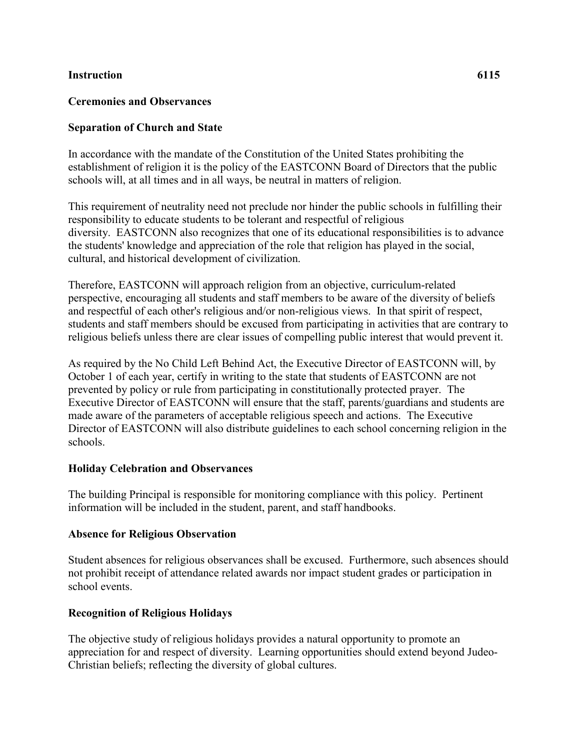**Instruction 6115**

**Ceremonies and Observances**

**Separation of Church and State**

In accordance with the mandate of the Constitution of the United States prohibiting the establishment of religion it is the policy of the EASTCONN Board of Directors that the public schools will, at all times and in all ways, be neutral in matters of religion.

This requirement of neutrality need not preclude nor hinder the public schools in fulfilling their responsibility to educate students to be tolerant and respectful of religious diversity. EASTCONN also recognizes that one of its educational responsibilities is to advance the students' knowledge and appreciation of the role that religion has played in the social, cultural, and historical development of civilization.

Therefore, EASTCONN will approach religion from an objective, curriculum-related perspective, encouraging all students and staff members to be aware of the diversity of beliefs and respectful of each other's religious and/or non-religious views. In that spirit of respect, students and staff members should be excused from participating in activities that are contrary to religious beliefs unless there are clear issues of compelling public interest that would prevent it.

As required by the No Child Left Behind Act, the Executive Director of EASTCONN will, by October 1 of each year, certify in writing to the state that students of EASTCONN are not prevented by policy or rule from participating in constitutionally protected prayer. The Executive Director of EASTCONN will ensure that the staff, parents/guardians and students are made aware of the parameters of acceptable religious speech and actions. The Executive Director of EASTCONN will also distribute guidelines to each school concerning religion in the schools.

**Holiday Celebration and Observances**

The building Principal is responsible for monitoring compliance with this policy. Pertinent information will be included in the student, parent, and staff handbooks.

**Absence for Religious Observation**

Student absences for religious observances shall be excused. Furthermore, such absences should not prohibit receipt of attendance related awards nor impact student grades or participation in school events.

**Recognition of Religious Holidays**

The objective study of religious holidays provides a natural opportunity to promote an appreciation for and respect of diversity. Learning opportunities should extend beyond Judeo-Christian beliefs; reflecting the diversity of global cultures.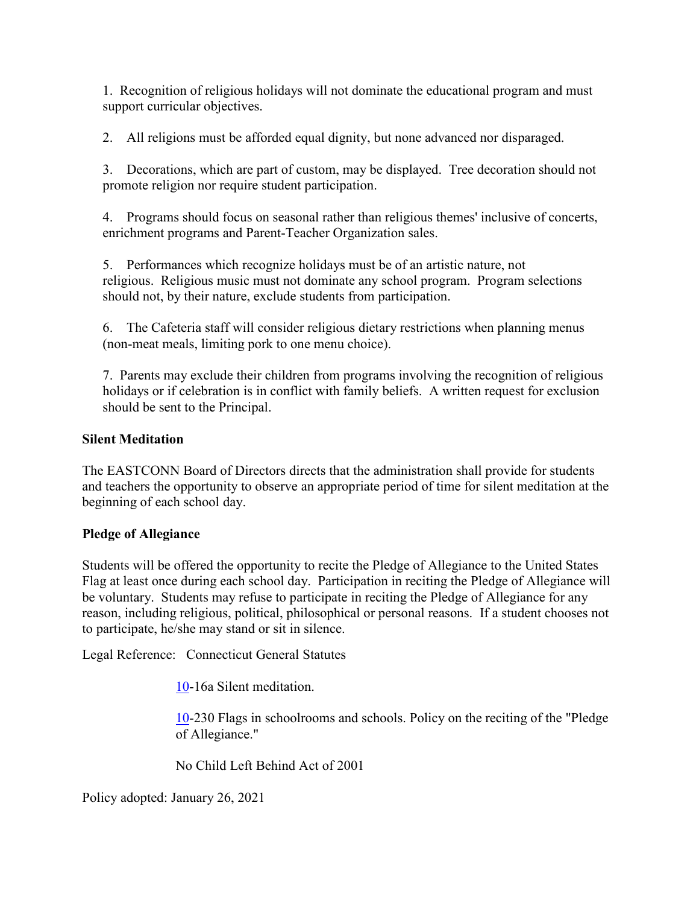1. Recognition of religious holidays will not dominate the educational program and must support curricular objectives.

2. All religions must be afforded equal dignity, but none advanced nor disparaged.

3. Decorations, which are part of custom, may be displayed. Tree decoration should not promote religion nor require student participation.

4. Programs should focus on seasonal rather than religious themes' inclusive of concerts, enrichment programs and Parent-Teacher Organization sales.

5. Performances which recognize holidays must be of an artistic nature, not religious. Religious music must not dominate any school program. Program selections should not, by their nature, exclude students from participation.

6. The Cafeteria staff will consider religious dietary restrictions when planning menus (non-meat meals, limiting pork to one menu choice).

7. Parents may exclude their children from programs involving the recognition of religious holidays or if celebration is in conflict with family beliefs. A written request for exclusion should be sent to the Principal.

**Silent Meditation**

The EASTCONN Board of Directors directs that the administration shall provide for students and teachers the opportunity to observe an appropriate period of time for silent meditation at the beginning of each school day.

**Pledge of Allegiance**

Students will be offered the opportunity to recite the Pledge of Allegiance to the United States Flag at least once during each school day. Participation in reciting the Pledge of Allegiance will be voluntary. Students may refuse to participate in reciting the Pledge of Allegiance for any reason, including religious, political, philosophical or personal reasons. If a student chooses not to participate, he/she may stand or sit in silence.

Legal Reference: Connecticut General Statutes

10-16a Silent meditation.

10-230 Flags in schoolrooms and schools. Policy on the reciting of the "Pledge of Allegiance."

No Child Left Behind Act of 2001

Policy adopted: January 26, 2021